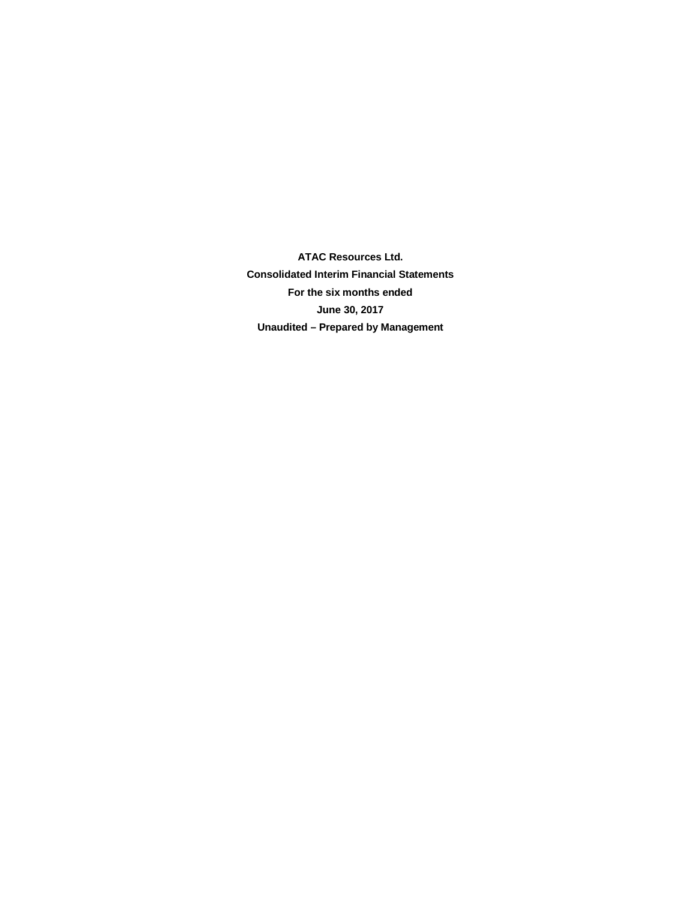**ATAC Resources Ltd.**

**Consolidated Interim Financial Statements**

**For the six months ended**

**June 30, 2017**

**Unaudited – Prepared by Management**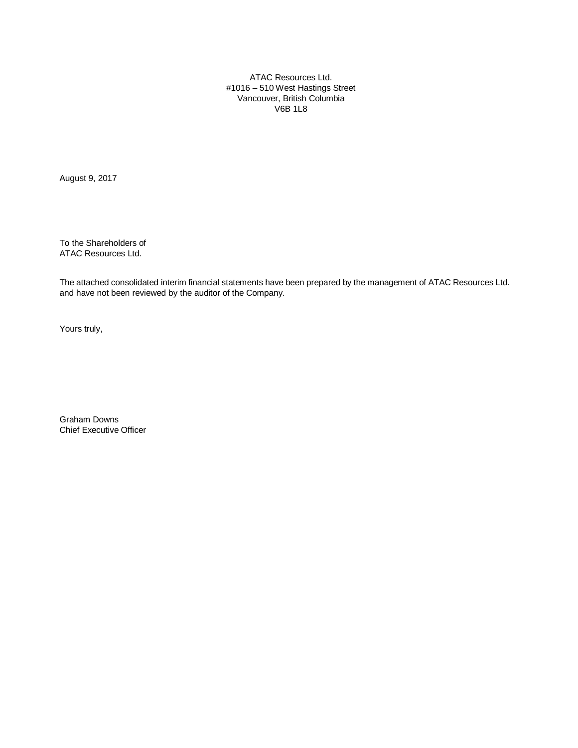ATAC Resources Ltd.
#1016 – 510 West Hastings Street
Vancouver, British Columbia
V6B 1L8

August 9, 2017

To the Shareholders of
ATAC Resources Ltd.

The attached consolidated interim financial statements have been prepared by the management of ATAC Resources Ltd. and have not been reviewed by the auditor of the Company.

Yours truly,

Graham Downs
Chief Executive Officer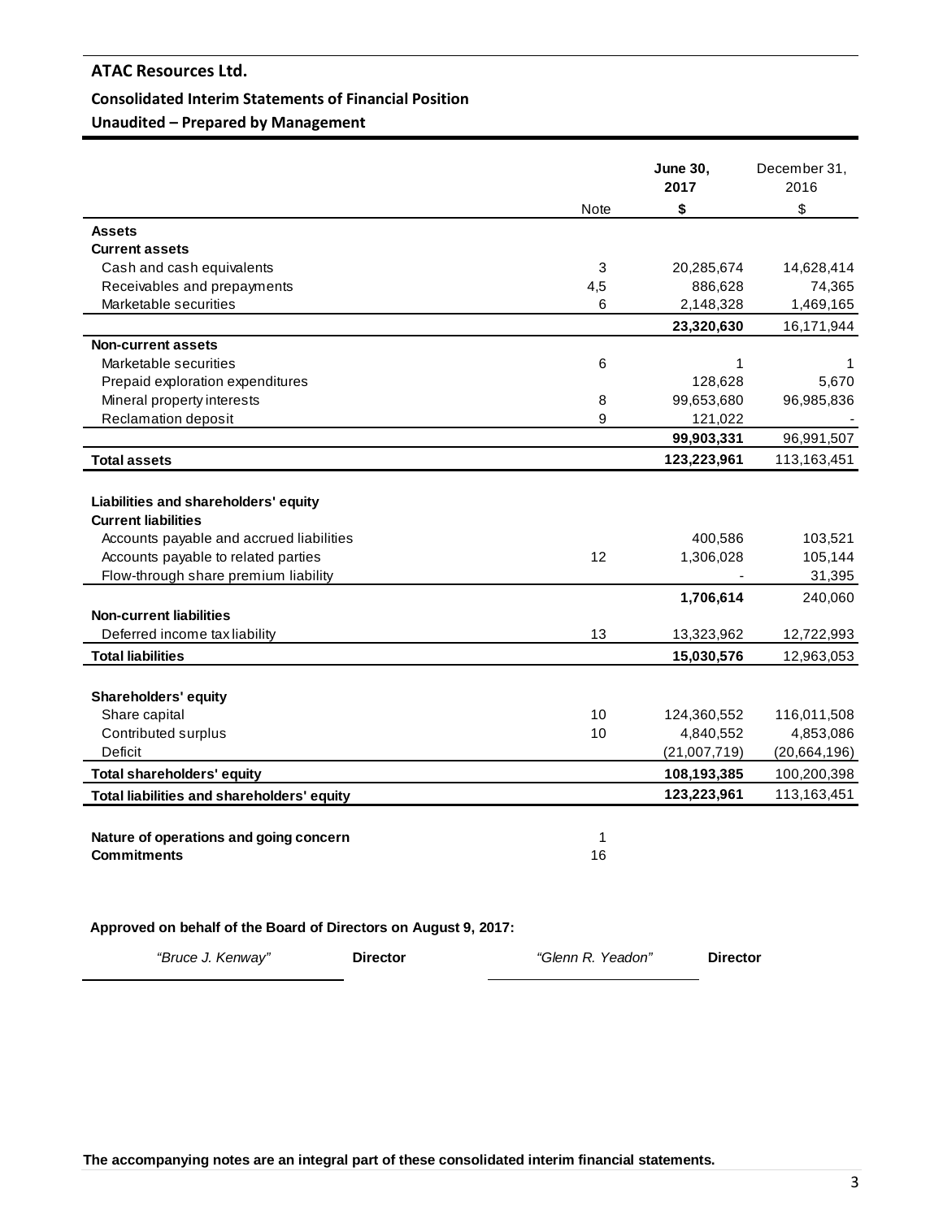**ATAC Resources Ltd.**

**Consolidated Interim Statements of Financial Position**

**Unaudited – Prepared by Management**

| | Note | **June 30, 2017** **$** | December 31, 2016 $ |
|---|---|---|---|
| **Assets** | | | |
| **Current assets** | | | |
| Cash and cash equivalents | 3 | 20,285,674 | 14,628,414 |
| Receivables and prepayments | 4,5 | 886,628 | 74,365 |
| Marketable securities | 6 | 2,148,328 | 1,469,165 |
| | | **23,320,630** | 16,171,944 |
| **Non-current assets** | | | |
| Marketable securities | 6 | 1 | 1 |
| Prepaid exploration expenditures | | 128,628 | 5,670 |
| Mineral property interests | 8 | 99,653,680 | 96,985,836 |
| Reclamation deposit | 9 | 121,022 | - |
| | | **99,903,331** | 96,991,507 |
| **Total assets** | | **123,223,961** | 113,163,451 |
| | | | |
| **Liabilities and shareholders' equity** | | | |
| **Current liabilities** | | | |
| Accounts payable and accrued liabilities | | 400,586 | 103,521 |
| Accounts payable to related parties | 12 | 1,306,028 | 105,144 |
| Flow-through share premium liability | | - | 31,395 |
| | | **1,706,614** | 240,060 |
| **Non-current liabilities** | | | |
| Deferred income tax liability | 13 | 13,323,962 | 12,722,993 |
| **Total liabilities** | | **15,030,576** | 12,963,053 |
| | | | |
| **Shareholders' equity** | | | |
| Share capital | 10 | 124,360,552 | 116,011,508 |
| Contributed surplus | 10 | 4,840,552 | 4,853,086 |
| Deficit | | (21,007,719) | (20,664,196) |
| **Total shareholders' equity** | | **108,193,385** | 100,200,398 |
| **Total liabilities and shareholders' equity** | | **123,223,961** | 113,163,451 |
| | | | |
| **Nature of operations and going concern** | 1 | | |
| **Commitments** | 16 | | |

**Approved on behalf of the Board of Directors on August 9, 2017:**

*"Bruce J. Kenway"* **Director** *"Glenn R. Yeadon"* **Director**

**The accompanying notes are an integral part of these consolidated interim financial statements.**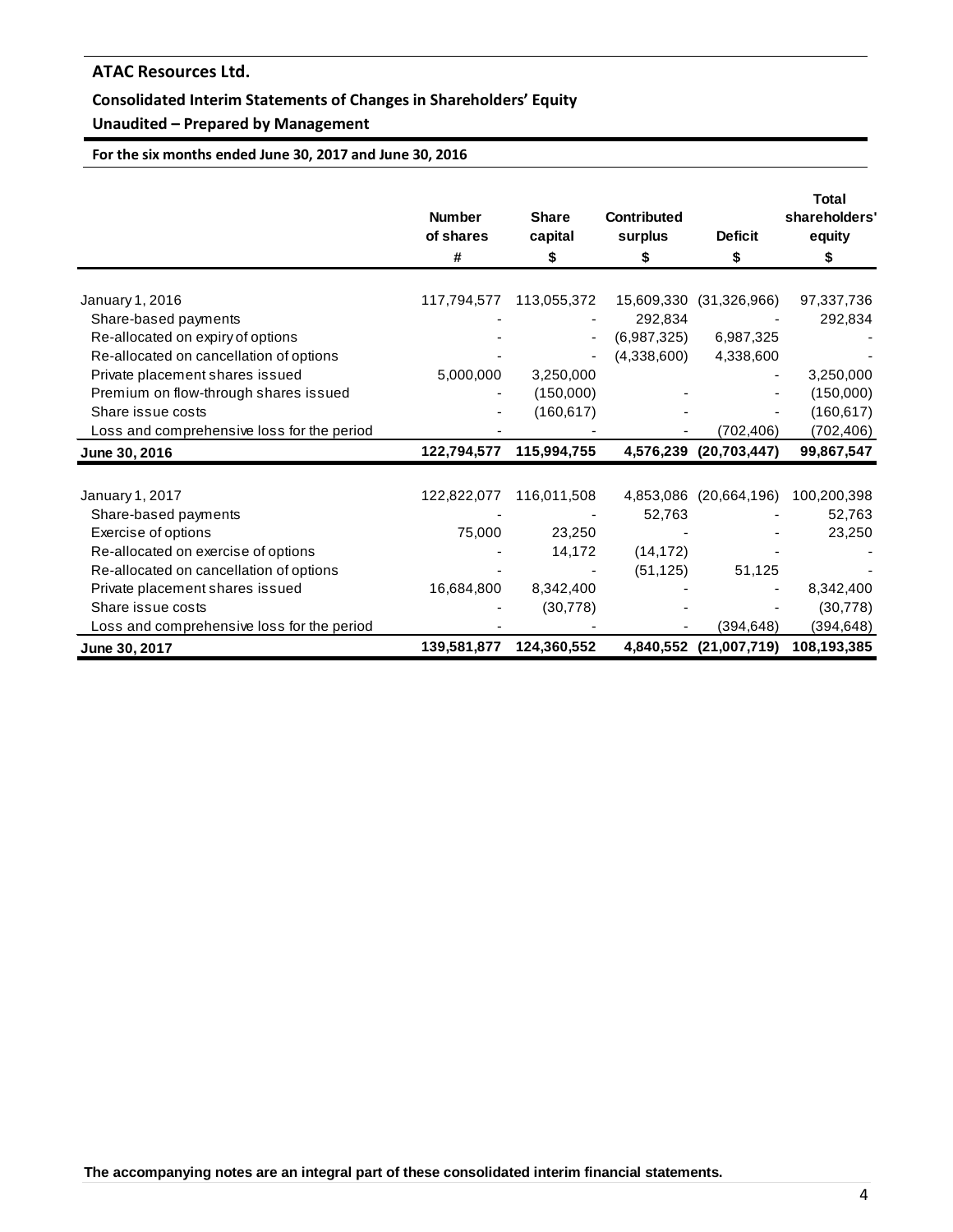## ATAC Resources Ltd.

### Consolidated Interim Statements of Changes in Shareholders' Equity

### Unaudited – Prepared by Management

**For the six months ended June 30, 2017 and June 30, 2016**

| | Number of shares # | Share capital $ | Contributed surplus $ | Deficit $ | Total shareholders' equity $ |
|---|---|---|---|---|---|
| January 1, 2016 | 117,794,577 | 113,055,372 | 15,609,330 | (31,326,966) | 97,337,736 |
| Share-based payments | - | - | 292,834 | - | 292,834 |
| Re-allocated on expiry of options | - | - | (6,987,325) | 6,987,325 | - |
| Re-allocated on cancellation of options | - | - | (4,338,600) | 4,338,600 | - |
| Private placement shares issued | 5,000,000 | 3,250,000 | - | - | 3,250,000 |
| Premium on flow-through shares issued | - | (150,000) | - | - | (150,000) |
| Share issue costs | - | (160,617) | - | - | (160,617) |
| Loss and comprehensive loss for the period | - | - | - | (702,406) | (702,406) |
| **June 30, 2016** | **122,794,577** | **115,994,755** | **4,576,239** | **(20,703,447)** | **99,867,547** |
| | | | | | |
| January 1, 2017 | 122,822,077 | 116,011,508 | 4,853,086 | (20,664,196) | 100,200,398 |
| Share-based payments | - | - | 52,763 | - | 52,763 |
| Exercise of options | 75,000 | 23,250 | - | - | 23,250 |
| Re-allocated on exercise of options | - | 14,172 | (14,172) | - | - |
| Re-allocated on cancellation of options | - | - | (51,125) | 51,125 | - |
| Private placement shares issued | 16,684,800 | 8,342,400 | - | - | 8,342,400 |
| Share issue costs | - | (30,778) | - | - | (30,778) |
| Loss and comprehensive loss for the period | - | - | - | (394,648) | (394,648) |
| **June 30, 2017** | **139,581,877** | **124,360,552** | **4,840,552** | **(21,007,719)** | **108,193,385** |

**The accompanying notes are an integral part of these consolidated interim financial statements.**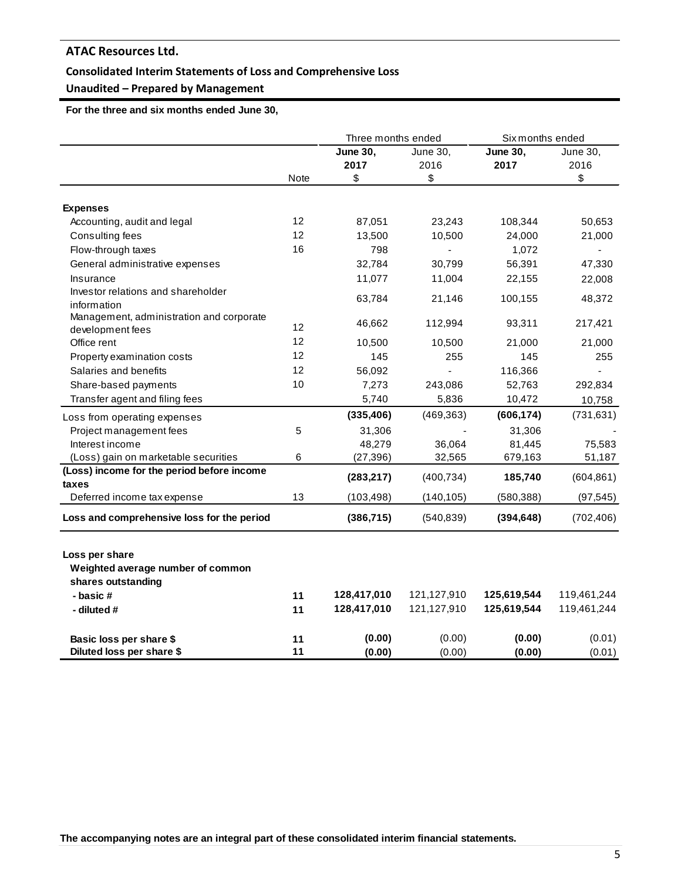## ATAC Resources Ltd.

### Consolidated Interim Statements of Loss and Comprehensive Loss

### Unaudited – Prepared by Management

**For the three and six months ended June 30,**

| | | Three months ended | | Six months ended | |
|---|---|---|---|---|---|
| | | **June 30, 2017** | June 30, 2016 | **June 30, 2017** | June 30, 2016 |
| | Note | $ | $ | | $ |
| **Expenses** | | | | | |
| Accounting, audit and legal | 12 | 87,051 | 23,243 | 108,344 | 50,653 |
| Consulting fees | 12 | 13,500 | 10,500 | 24,000 | 21,000 |
| Flow-through taxes | 16 | 798 | - | 1,072 | - |
| General administrative expenses | | 32,784 | 30,799 | 56,391 | 47,330 |
| Insurance | | 11,077 | 11,004 | 22,155 | 22,008 |
| Investor relations and shareholder information | | 63,784 | 21,146 | 100,155 | 48,372 |
| Management, administration and corporate development fees | 12 | 46,662 | 112,994 | 93,311 | 217,421 |
| Office rent | 12 | 10,500 | 10,500 | 21,000 | 21,000 |
| Property examination costs | 12 | 145 | 255 | 145 | 255 |
| Salaries and benefits | 12 | 56,092 | - | 116,366 | - |
| Share-based payments | 10 | 7,273 | 243,086 | 52,763 | 292,834 |
| Transfer agent and filing fees | | 5,740 | 5,836 | 10,472 | 10,758 |
| Loss from operating expenses | | **(335,406)** | (469,363) | **(606,174)** | (731,631) |
| Project management fees | 5 | 31,306 | - | 31,306 | - |
| Interest income | | 48,279 | 36,064 | 81,445 | 75,583 |
| (Loss) gain on marketable securities | 6 | (27,396) | 32,565 | 679,163 | 51,187 |
| **(Loss) income for the period before income taxes** | | **(283,217)** | (400,734) | **185,740** | (604,861) |
| Deferred income tax expense | 13 | (103,498) | (140,105) | (580,388) | (97,545) |
| **Loss and comprehensive loss for the period** | | **(386,715)** | (540,839) | **(394,648)** | (702,406) |
| | | | | | |
| **Loss per share** | | | | | |
| **Weighted average number of common shares outstanding** | | | | | |
| **- basic #** | **11** | **128,417,010** | 121,127,910 | **125,619,544** | 119,461,244 |
| **- diluted #** | **11** | **128,417,010** | 121,127,910 | **125,619,544** | 119,461,244 |
| | | | | | |
| **Basic loss per share $** | **11** | **(0.00)** | (0.00) | **(0.00)** | (0.01) |
| **Diluted loss per share $** | **11** | **(0.00)** | (0.00) | **(0.00)** | (0.01) |

**The accompanying notes are an integral part of these consolidated interim financial statements.**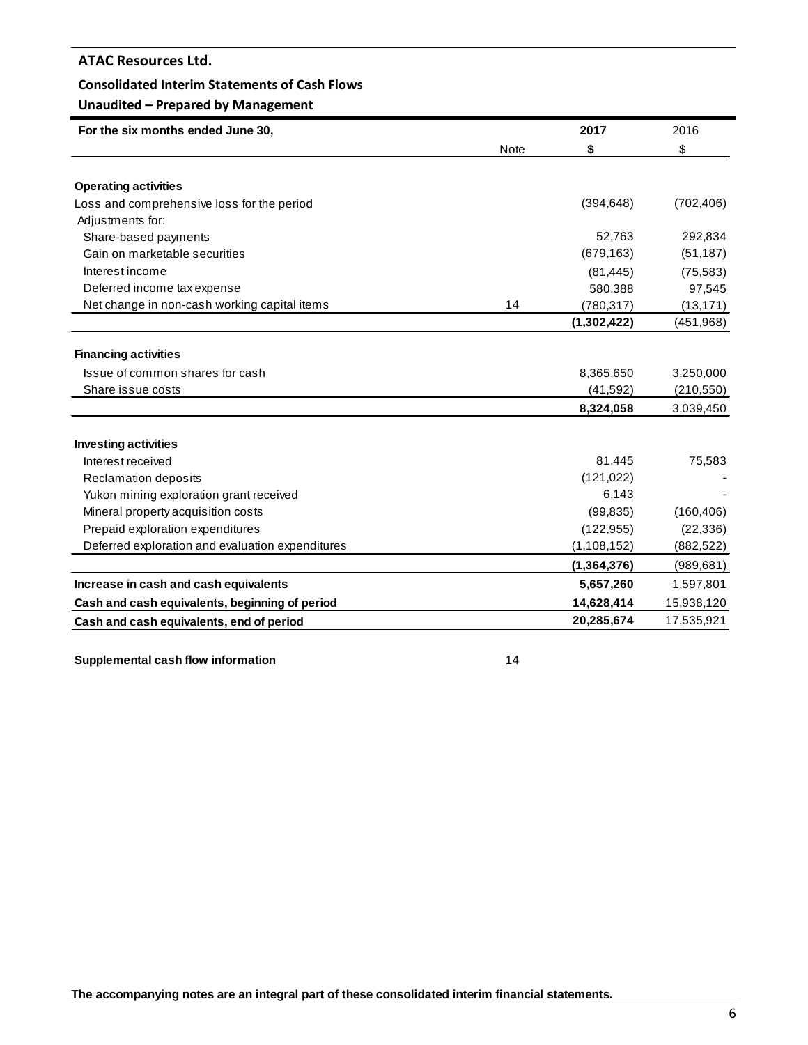# ATAC Resources Ltd.

## Consolidated Interim Statements of Cash Flows

### Unaudited – Prepared by Management

| For the six months ended June 30, | Note | 2017 | 2016 |
|---|---|---|---|
| | | $ | $ |
| **Operating activities** | | | |
| Loss and comprehensive loss for the period | | (394,648) | (702,406) |
| Adjustments for: | | | |
| Share-based payments | | 52,763 | 292,834 |
| Gain on marketable securities | | (679,163) | (51,187) |
| Interest income | | (81,445) | (75,583) |
| Deferred income tax expense | | 580,388 | 97,545 |
| Net change in non-cash working capital items | 14 | (780,317) | (13,171) |
| | | **(1,302,422)** | (451,968) |
| **Financing activities** | | | |
| Issue of common shares for cash | | 8,365,650 | 3,250,000 |
| Share issue costs | | (41,592) | (210,550) |
| | | **8,324,058** | 3,039,450 |
| **Investing activities** | | | |
| Interest received | | 81,445 | 75,583 |
| Reclamation deposits | | (121,022) | - |
| Yukon mining exploration grant received | | 6,143 | - |
| Mineral property acquisition costs | | (99,835) | (160,406) |
| Prepaid exploration expenditures | | (122,955) | (22,336) |
| Deferred exploration and evaluation expenditures | | (1,108,152) | (882,522) |
| | | **(1,364,376)** | (989,681) |
| **Increase in cash and cash equivalents** | | **5,657,260** | 1,597,801 |
| **Cash and cash equivalents, beginning of period** | | **14,628,414** | 15,938,120 |
| **Cash and cash equivalents, end of period** | | **20,285,674** | 17,535,921 |

**Supplemental cash flow information** 14

**The accompanying notes are an integral part of these consolidated interim financial statements.**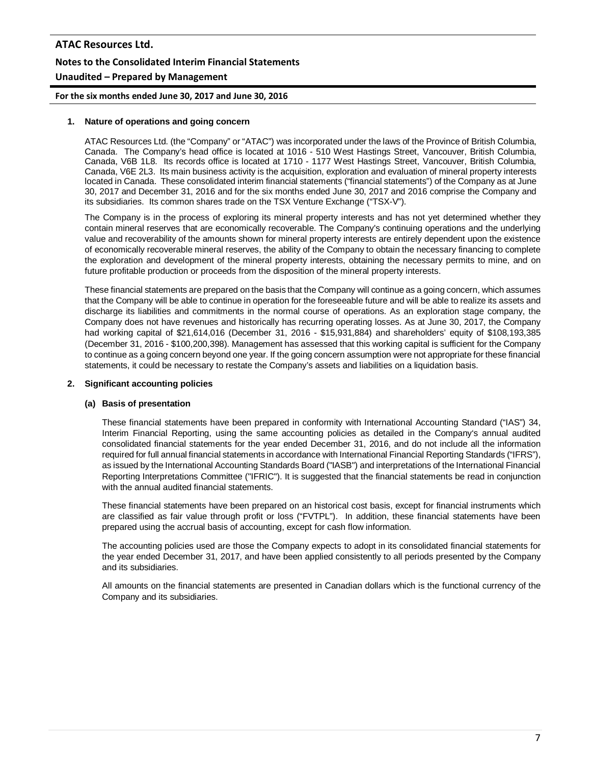## 1. Nature of operations and going concern

ATAC Resources Ltd. (the "Company" or "ATAC") was incorporated under the laws of the Province of British Columbia, Canada. The Company's head office is located at 1016 - 510 West Hastings Street, Vancouver, British Columbia, Canada, V6B 1L8. Its records office is located at 1710 - 1177 West Hastings Street, Vancouver, British Columbia, Canada, V6E 2L3. Its main business activity is the acquisition, exploration and evaluation of mineral property interests located in Canada. These consolidated interim financial statements ("financial statements") of the Company as at June 30, 2017 and December 31, 2016 and for the six months ended June 30, 2017 and 2016 comprise the Company and its subsidiaries. Its common shares trade on the TSX Venture Exchange ("TSX-V").

The Company is in the process of exploring its mineral property interests and has not yet determined whether they contain mineral reserves that are economically recoverable. The Company's continuing operations and the underlying value and recoverability of the amounts shown for mineral property interests are entirely dependent upon the existence of economically recoverable mineral reserves, the ability of the Company to obtain the necessary financing to complete the exploration and development of the mineral property interests, obtaining the necessary permits to mine, and on future profitable production or proceeds from the disposition of the mineral property interests.

These financial statements are prepared on the basis that the Company will continue as a going concern, which assumes that the Company will be able to continue in operation for the foreseeable future and will be able to realize its assets and discharge its liabilities and commitments in the normal course of operations. As an exploration stage company, the Company does not have revenues and historically has recurring operating losses. As at June 30, 2017, the Company had working capital of $21,614,016 (December 31, 2016 - $15,931,884) and shareholders' equity of $108,193,385 (December 31, 2016 - $100,200,398). Management has assessed that this working capital is sufficient for the Company to continue as a going concern beyond one year. If the going concern assumption were not appropriate for these financial statements, it could be necessary to restate the Company's assets and liabilities on a liquidation basis.

## 2. Significant accounting policies

### (a) Basis of presentation

These financial statements have been prepared in conformity with International Accounting Standard ("IAS") 34, Interim Financial Reporting, using the same accounting policies as detailed in the Company's annual audited consolidated financial statements for the year ended December 31, 2016, and do not include all the information required for full annual financial statements in accordance with International Financial Reporting Standards ("IFRS"), as issued by the International Accounting Standards Board ("IASB") and interpretations of the International Financial Reporting Interpretations Committee ("IFRIC"). It is suggested that the financial statements be read in conjunction with the annual audited financial statements.

These financial statements have been prepared on an historical cost basis, except for financial instruments which are classified as fair value through profit or loss ("FVTPL"). In addition, these financial statements have been prepared using the accrual basis of accounting, except for cash flow information.

The accounting policies used are those the Company expects to adopt in its consolidated financial statements for the year ended December 31, 2017, and have been applied consistently to all periods presented by the Company and its subsidiaries.

All amounts on the financial statements are presented in Canadian dollars which is the functional currency of the Company and its subsidiaries.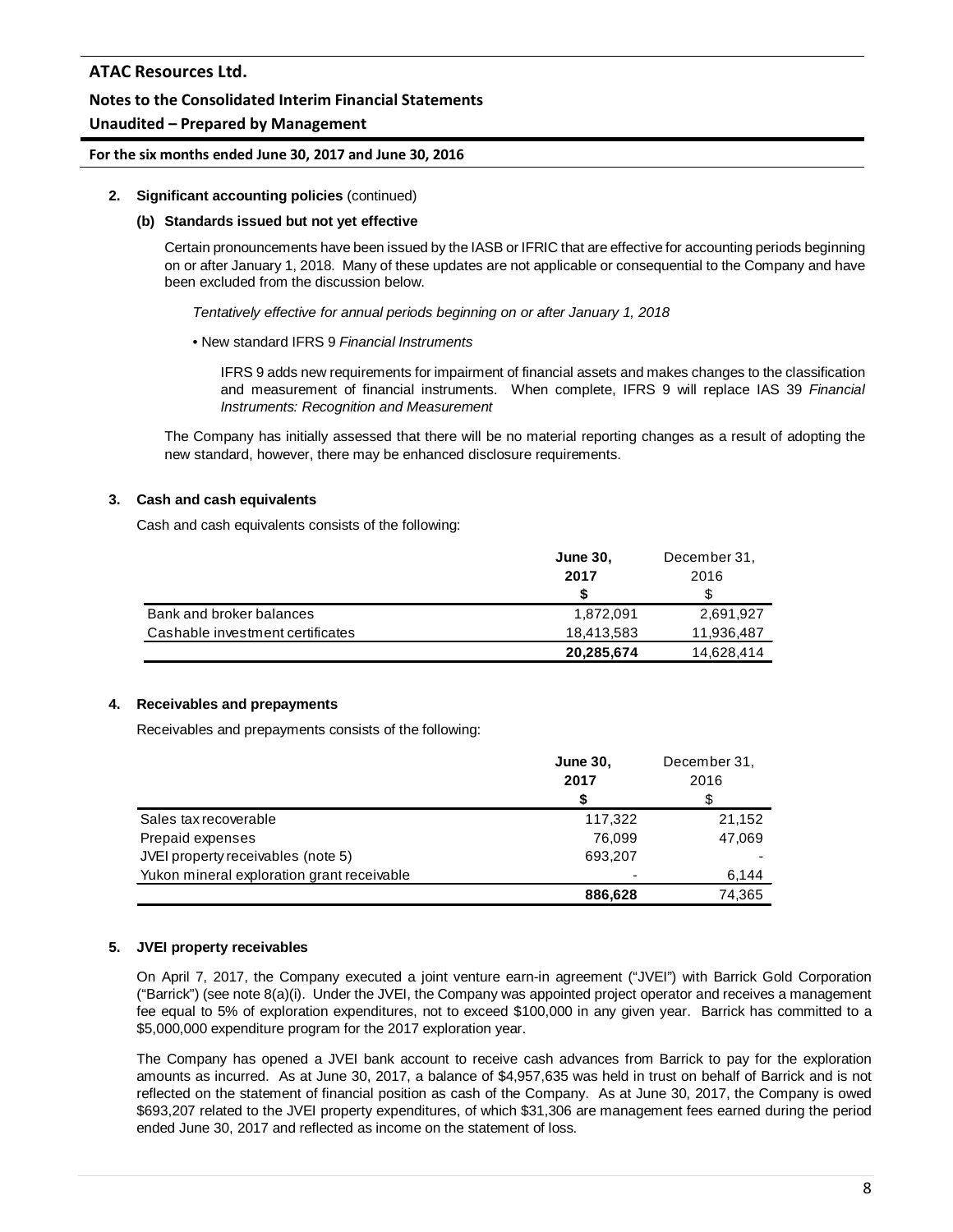**2. Significant accounting policies** (continued)

**(b) Standards issued but not yet effective**

Certain pronouncements have been issued by the IASB or IFRIC that are effective for accounting periods beginning on or after January 1, 2018. Many of these updates are not applicable or consequential to the Company and have been excluded from the discussion below.

*Tentatively effective for annual periods beginning on or after January 1, 2018*

• New standard IFRS 9 *Financial Instruments*

IFRS 9 adds new requirements for impairment of financial assets and makes changes to the classification and measurement of financial instruments. When complete, IFRS 9 will replace IAS 39 *Financial Instruments: Recognition and Measurement*

The Company has initially assessed that there will be no material reporting changes as a result of adopting the new standard, however, there may be enhanced disclosure requirements.

**3. Cash and cash equivalents**

Cash and cash equivalents consists of the following:

| | **June 30, 2017** | December 31, 2016 |
|---|---|---|
| | **$** | $ |
| Bank and broker balances | 1,872,091 | 2,691,927 |
| Cashable investment certificates | 18,413,583 | 11,936,487 |
| | **20,285,674** | 14,628,414 |

**4. Receivables and prepayments**

Receivables and prepayments consists of the following:

| | **June 30, 2017** | December 31, 2016 |
|---|---|---|
| | **$** | $ |
| Sales tax recoverable | 117,322 | 21,152 |
| Prepaid expenses | 76,099 | 47,069 |
| JVEI property receivables (note 5) | 693,207 | - |
| Yukon mineral exploration grant receivable | - | 6,144 |
| | **886,628** | 74,365 |

**5. JVEI property receivables**

On April 7, 2017, the Company executed a joint venture earn-in agreement ("JVEI") with Barrick Gold Corporation ("Barrick") (see note 8(a)(i). Under the JVEI, the Company was appointed project operator and receives a management fee equal to 5% of exploration expenditures, not to exceed $100,000 in any given year. Barrick has committed to a $5,000,000 expenditure program for the 2017 exploration year.

The Company has opened a JVEI bank account to receive cash advances from Barrick to pay for the exploration amounts as incurred. As at June 30, 2017, a balance of $4,957,635 was held in trust on behalf of Barrick and is not reflected on the statement of financial position as cash of the Company. As at June 30, 2017, the Company is owed $693,207 related to the JVEI property expenditures, of which $31,306 are management fees earned during the period ended June 30, 2017 and reflected as income on the statement of loss.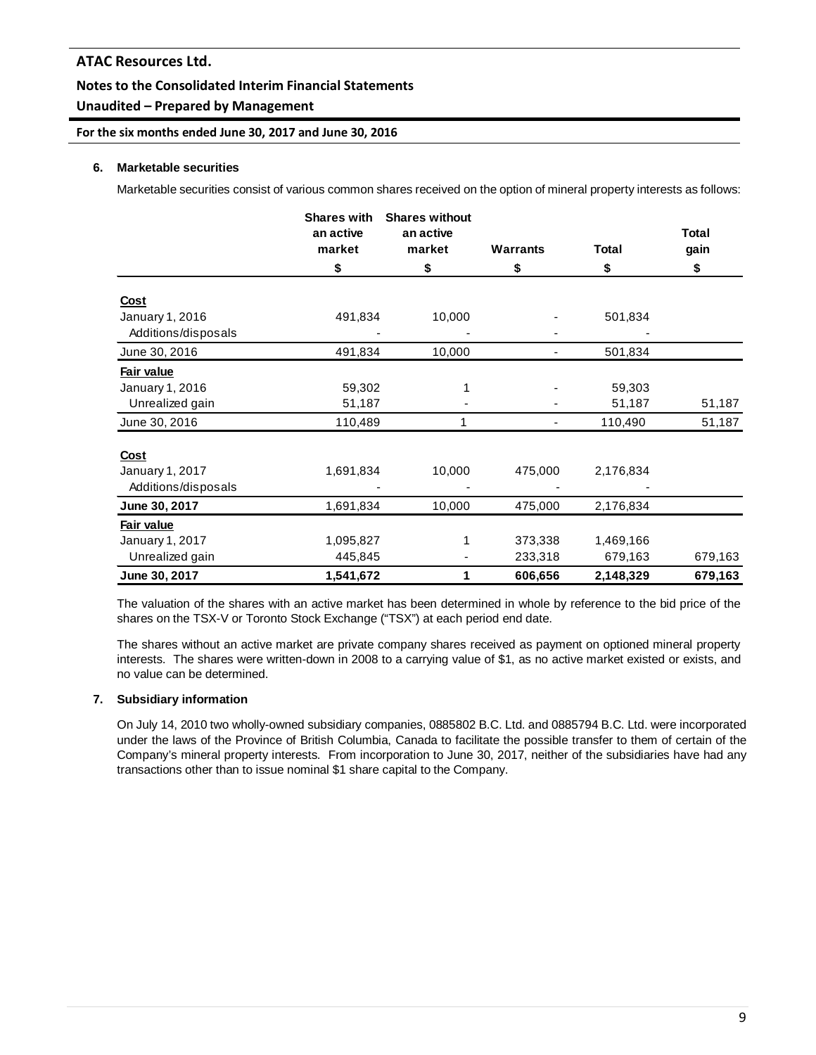ATAC Resources Ltd.

Notes to the Consolidated Interim Financial Statements

Unaudited – Prepared by Management

For the six months ended June 30, 2017 and June 30, 2016

## 6. Marketable securities

Marketable securities consist of various common shares received on the option of mineral property interests as follows:

| | Shares with an active market | Shares without an active market | Warrants | Total | Total gain |
|---|---|---|---|---|---|
| | $ | $ | $ | $ | $ |
| **Cost** | | | | | |
| January 1, 2016 | 491,834 | 10,000 | - | 501,834 | |
| Additions/disposals | - | - | - | - | |
| June 30, 2016 | 491,834 | 10,000 | - | 501,834 | |
| **Fair value** | | | | | |
| January 1, 2016 | 59,302 | 1 | - | 59,303 | |
| Unrealized gain | 51,187 | - | - | 51,187 | 51,187 |
| June 30, 2016 | 110,489 | 1 | - | 110,490 | 51,187 |
| **Cost** | | | | | |
| January 1, 2017 | 1,691,834 | 10,000 | 475,000 | 2,176,834 | |
| Additions/disposals | - | - | - | - | |
| **June 30, 2017** | 1,691,834 | 10,000 | 475,000 | 2,176,834 | |
| **Fair value** | | | | | |
| January 1, 2017 | 1,095,827 | 1 | 373,338 | 1,469,166 | |
| Unrealized gain | 445,845 | - | 233,318 | 679,163 | 679,163 |
| **June 30, 2017** | **1,541,672** | **1** | **606,656** | **2,148,329** | **679,163** |

The valuation of the shares with an active market has been determined in whole by reference to the bid price of the shares on the TSX-V or Toronto Stock Exchange ("TSX") at each period end date.

The shares without an active market are private company shares received as payment on optioned mineral property interests. The shares were written-down in 2008 to a carrying value of $1, as no active market existed or exists, and no value can be determined.

## 7. Subsidiary information

On July 14, 2010 two wholly-owned subsidiary companies, 0885802 B.C. Ltd. and 0885794 B.C. Ltd. were incorporated under the laws of the Province of British Columbia, Canada to facilitate the possible transfer to them of certain of the Company's mineral property interests. From incorporation to June 30, 2017, neither of the subsidiaries have had any transactions other than to issue nominal $1 share capital to the Company.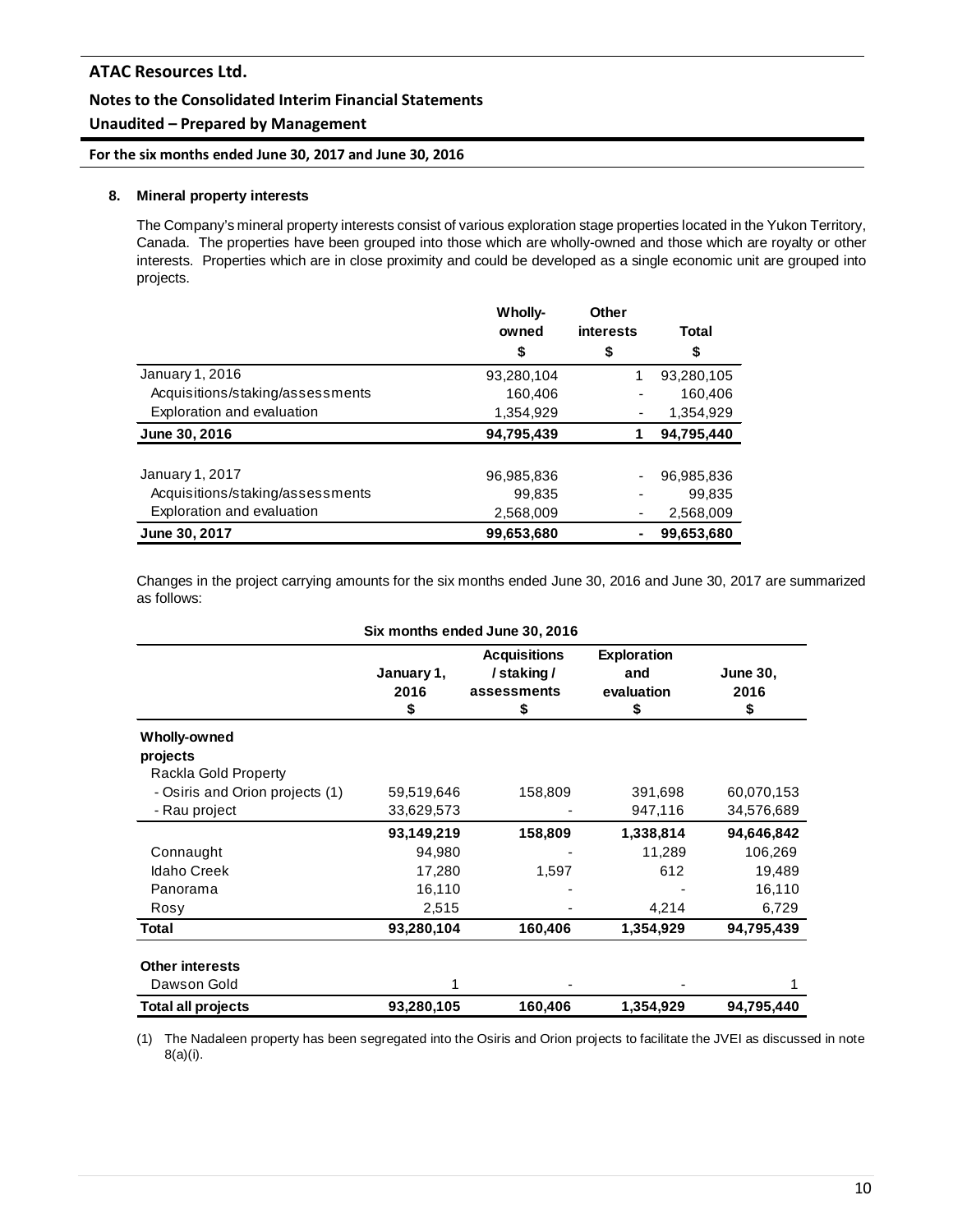## 8. Mineral property interests

The Company's mineral property interests consist of various exploration stage properties located in the Yukon Territory, Canada. The properties have been grouped into those which are wholly-owned and those which are royalty or other interests. Properties which are in close proximity and could be developed as a single economic unit are grouped into projects.

| | Wholly-owned<br>$ | Other interests<br>$ | Total<br>$ |
|---|---|---|---|
| January 1, 2016 | 93,280,104 | 1 | 93,280,105 |
| Acquisitions/staking/assessments | 160,406 | - | 160,406 |
| Exploration and evaluation | 1,354,929 | - | 1,354,929 |
| **June 30, 2016** | **94,795,439** | **1** | **94,795,440** |
| | | | |
| January 1, 2017 | 96,985,836 | - | 96,985,836 |
| Acquisitions/staking/assessments | 99,835 | - | 99,835 |
| Exploration and evaluation | 2,568,009 | - | 2,568,009 |
| **June 30, 2017** | **99,653,680** | **-** | **99,653,680** |

Changes in the project carrying amounts for the six months ended June 30, 2016 and June 30, 2017 are summarized as follows:

**Six months ended June 30, 2016**

| | January 1, 2016<br>$ | Acquisitions / staking / assessments<br>$ | Exploration and evaluation<br>$ | June 30, 2016<br>$ |
|---|---|---|---|---|
| **Wholly-owned projects** | | | | |
| Rackla Gold Property | | | | |
| - Osiris and Orion projects (1) | 59,519,646 | 158,809 | 391,698 | 60,070,153 |
| - Rau project | 33,629,573 | - | 947,116 | 34,576,689 |
| | **93,149,219** | **158,809** | **1,338,814** | **94,646,842** |
| Connaught | 94,980 | - | 11,289 | 106,269 |
| Idaho Creek | 17,280 | 1,597 | 612 | 19,489 |
| Panorama | 16,110 | - | - | 16,110 |
| Rosy | 2,515 | - | 4,214 | 6,729 |
| **Total** | **93,280,104** | **160,406** | **1,354,929** | **94,795,439** |
| | | | | |
| **Other interests** | | | | |
| Dawson Gold | 1 | - | - | 1 |
| **Total all projects** | **93,280,105** | **160,406** | **1,354,929** | **94,795,440** |

(1) The Nadaleen property has been segregated into the Osiris and Orion projects to facilitate the JVEI as discussed in note 8(a)(i).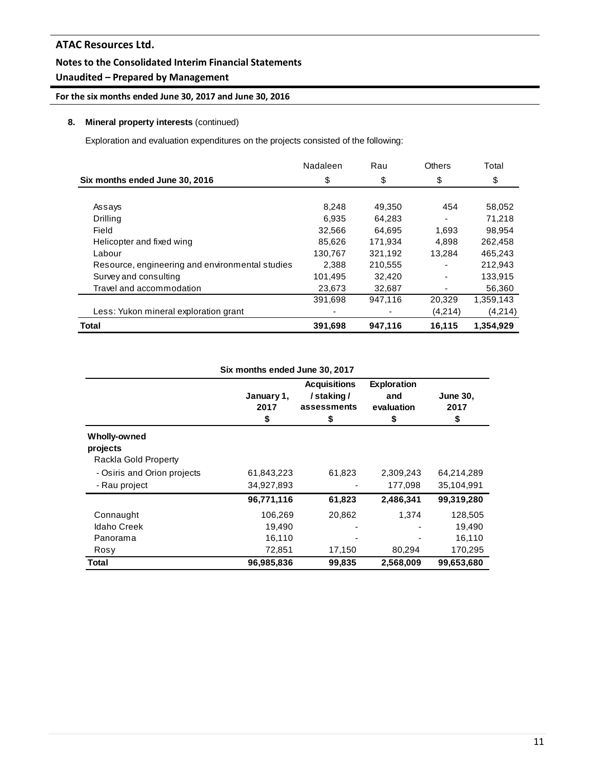## 8. Mineral property interests (continued)

Exploration and evaluation expenditures on the projects consisted of the following:

| Six months ended June 30, 2016 | Nadaleen $ | Rau $ | Others $ | Total $ |
|---|---|---|---|---|
| Assays | 8,248 | 49,350 | 454 | 58,052 |
| Drilling | 6,935 | 64,283 | - | 71,218 |
| Field | 32,566 | 64,695 | 1,693 | 98,954 |
| Helicopter and fixed wing | 85,626 | 171,934 | 4,898 | 262,458 |
| Labour | 130,767 | 321,192 | 13,284 | 465,243 |
| Resource, engineering and environmental studies | 2,388 | 210,555 | - | 212,943 |
| Survey and consulting | 101,495 | 32,420 | - | 133,915 |
| Travel and accommodation | 23,673 | 32,687 | - | 56,360 |
| | 391,698 | 947,116 | 20,329 | 1,359,143 |
| Less: Yukon mineral exploration grant | - | - | (4,214) | (4,214) |
| **Total** | **391,698** | **947,116** | **16,115** | **1,354,929** |

**Six months ended June 30, 2017**

| | January 1, 2017 $ | Acquisitions / staking / assessments $ | Exploration and evaluation $ | June 30, 2017 $ |
|---|---|---|---|---|
| **Wholly-owned projects** | | | | |
| Rackla Gold Property | | | | |
| - Osiris and Orion projects | 61,843,223 | 61,823 | 2,309,243 | 64,214,289 |
| - Rau project | 34,927,893 | - | 177,098 | 35,104,991 |
| | **96,771,116** | **61,823** | **2,486,341** | **99,319,280** |
| Connaught | 106,269 | 20,862 | 1,374 | 128,505 |
| Idaho Creek | 19,490 | - | - | 19,490 |
| Panorama | 16,110 | - | - | 16,110 |
| Rosy | 72,851 | 17,150 | 80,294 | 170,295 |
| **Total** | **96,985,836** | **99,835** | **2,568,009** | **99,653,680** |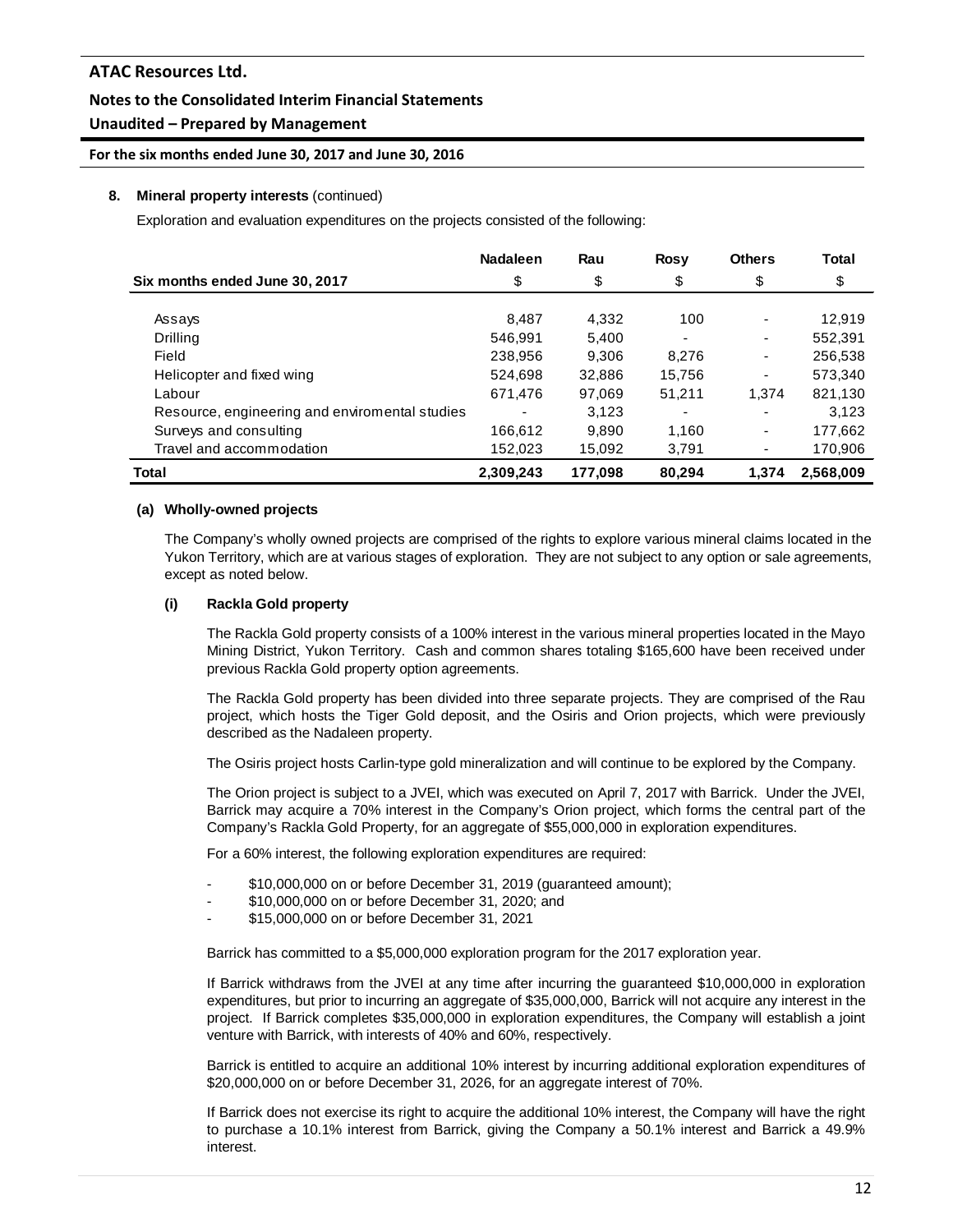## 8. Mineral property interests (continued)

Exploration and evaluation expenditures on the projects consisted of the following:

| Six months ended June 30, 2017 | Nadaleen<br>$ | Rau<br>$ | Rosy<br>$ | Others<br>$ | Total<br>$ |
|---|---|---|---|---|---|
| Assays | 8,487 | 4,332 | 100 | - | 12,919 |
| Drilling | 546,991 | 5,400 | - | - | 552,391 |
| Field | 238,956 | 9,306 | 8,276 | - | 256,538 |
| Helicopter and fixed wing | 524,698 | 32,886 | 15,756 | - | 573,340 |
| Labour | 671,476 | 97,069 | 51,211 | 1,374 | 821,130 |
| Resource, engineering and enviromental studies | - | 3,123 | - | - | 3,123 |
| Surveys and consulting | 166,612 | 9,890 | 1,160 | - | 177,662 |
| Travel and accommodation | 152,023 | 15,092 | 3,791 | - | 170,906 |
| **Total** | **2,309,243** | **177,098** | **80,294** | **1,374** | **2,568,009** |

### (a) Wholly-owned projects

The Company's wholly owned projects are comprised of the rights to explore various mineral claims located in the Yukon Territory, which are at various stages of exploration. They are not subject to any option or sale agreements, except as noted below.

#### (i) Rackla Gold property

The Rackla Gold property consists of a 100% interest in the various mineral properties located in the Mayo Mining District, Yukon Territory. Cash and common shares totaling $165,600 have been received under previous Rackla Gold property option agreements.

The Rackla Gold property has been divided into three separate projects. They are comprised of the Rau project, which hosts the Tiger Gold deposit, and the Osiris and Orion projects, which were previously described as the Nadaleen property.

The Osiris project hosts Carlin-type gold mineralization and will continue to be explored by the Company.

The Orion project is subject to a JVEI, which was executed on April 7, 2017 with Barrick. Under the JVEI, Barrick may acquire a 70% interest in the Company's Orion project, which forms the central part of the Company's Rackla Gold Property, for an aggregate of $55,000,000 in exploration expenditures.

For a 60% interest, the following exploration expenditures are required:

- $10,000,000 on or before December 31, 2019 (guaranteed amount);
- $10,000,000 on or before December 31, 2020; and
- $15,000,000 on or before December 31, 2021

Barrick has committed to a $5,000,000 exploration program for the 2017 exploration year.

If Barrick withdraws from the JVEI at any time after incurring the guaranteed $10,000,000 in exploration expenditures, but prior to incurring an aggregate of $35,000,000, Barrick will not acquire any interest in the project. If Barrick completes $35,000,000 in exploration expenditures, the Company will establish a joint venture with Barrick, with interests of 40% and 60%, respectively.

Barrick is entitled to acquire an additional 10% interest by incurring additional exploration expenditures of $20,000,000 on or before December 31, 2026, for an aggregate interest of 70%.

If Barrick does not exercise its right to acquire the additional 10% interest, the Company will have the right to purchase a 10.1% interest from Barrick, giving the Company a 50.1% interest and Barrick a 49.9% interest.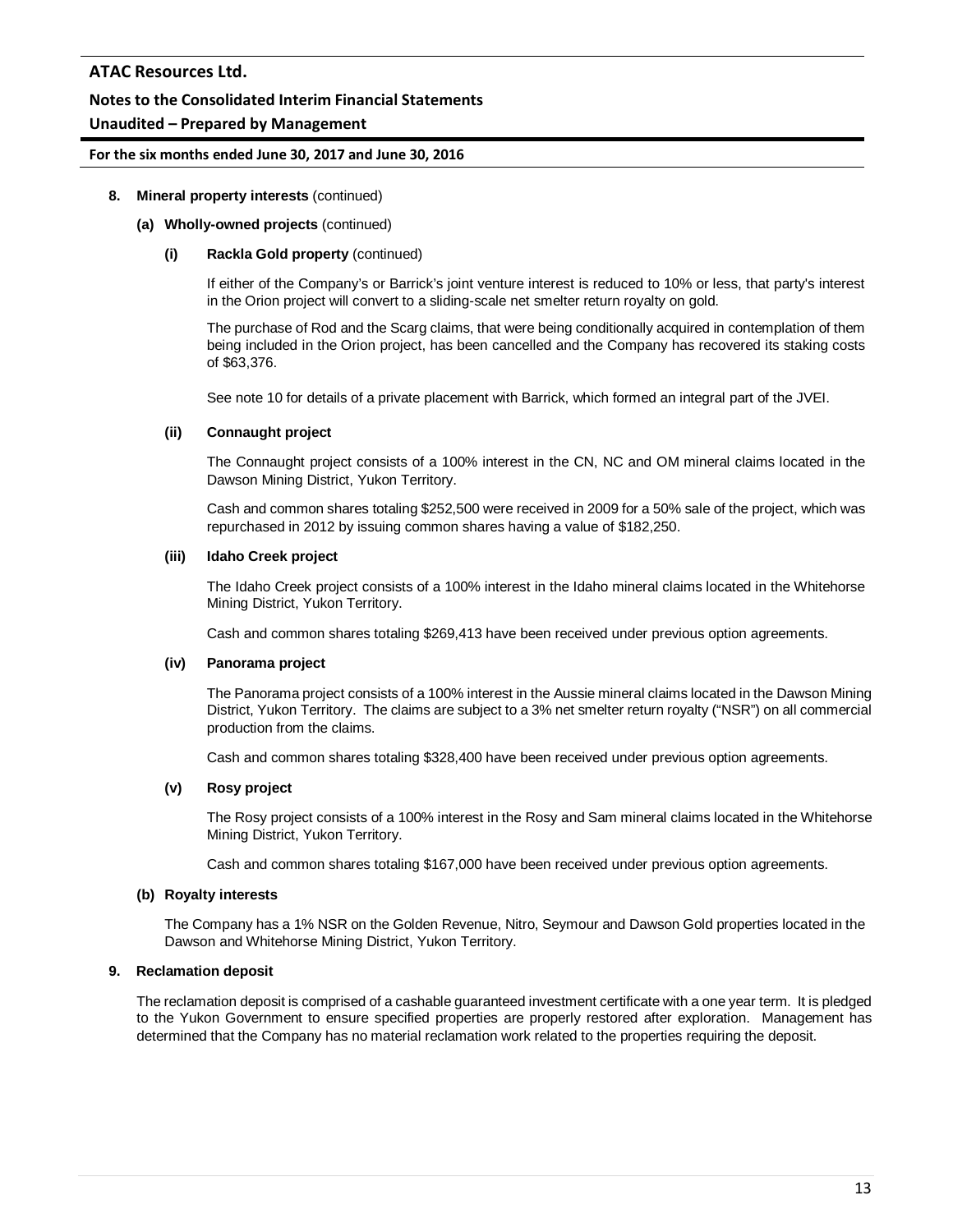**8. Mineral property interests** (continued)

**(a) Wholly-owned projects** (continued)

**(i) Rackla Gold property** (continued)

If either of the Company's or Barrick's joint venture interest is reduced to 10% or less, that party's interest in the Orion project will convert to a sliding-scale net smelter return royalty on gold.

The purchase of Rod and the Scarg claims, that were being conditionally acquired in contemplation of them being included in the Orion project, has been cancelled and the Company has recovered its staking costs of $63,376.

See note 10 for details of a private placement with Barrick, which formed an integral part of the JVEI.

**(ii) Connaught project**

The Connaught project consists of a 100% interest in the CN, NC and OM mineral claims located in the Dawson Mining District, Yukon Territory.

Cash and common shares totaling $252,500 were received in 2009 for a 50% sale of the project, which was repurchased in 2012 by issuing common shares having a value of $182,250.

**(iii) Idaho Creek project**

The Idaho Creek project consists of a 100% interest in the Idaho mineral claims located in the Whitehorse Mining District, Yukon Territory.

Cash and common shares totaling $269,413 have been received under previous option agreements.

**(iv) Panorama project**

The Panorama project consists of a 100% interest in the Aussie mineral claims located in the Dawson Mining District, Yukon Territory. The claims are subject to a 3% net smelter return royalty ("NSR") on all commercial production from the claims.

Cash and common shares totaling $328,400 have been received under previous option agreements.

**(v) Rosy project**

The Rosy project consists of a 100% interest in the Rosy and Sam mineral claims located in the Whitehorse Mining District, Yukon Territory.

Cash and common shares totaling $167,000 have been received under previous option agreements.

**(b) Royalty interests**

The Company has a 1% NSR on the Golden Revenue, Nitro, Seymour and Dawson Gold properties located in the Dawson and Whitehorse Mining District, Yukon Territory.

**9. Reclamation deposit**

The reclamation deposit is comprised of a cashable guaranteed investment certificate with a one year term. It is pledged to the Yukon Government to ensure specified properties are properly restored after exploration. Management has determined that the Company has no material reclamation work related to the properties requiring the deposit.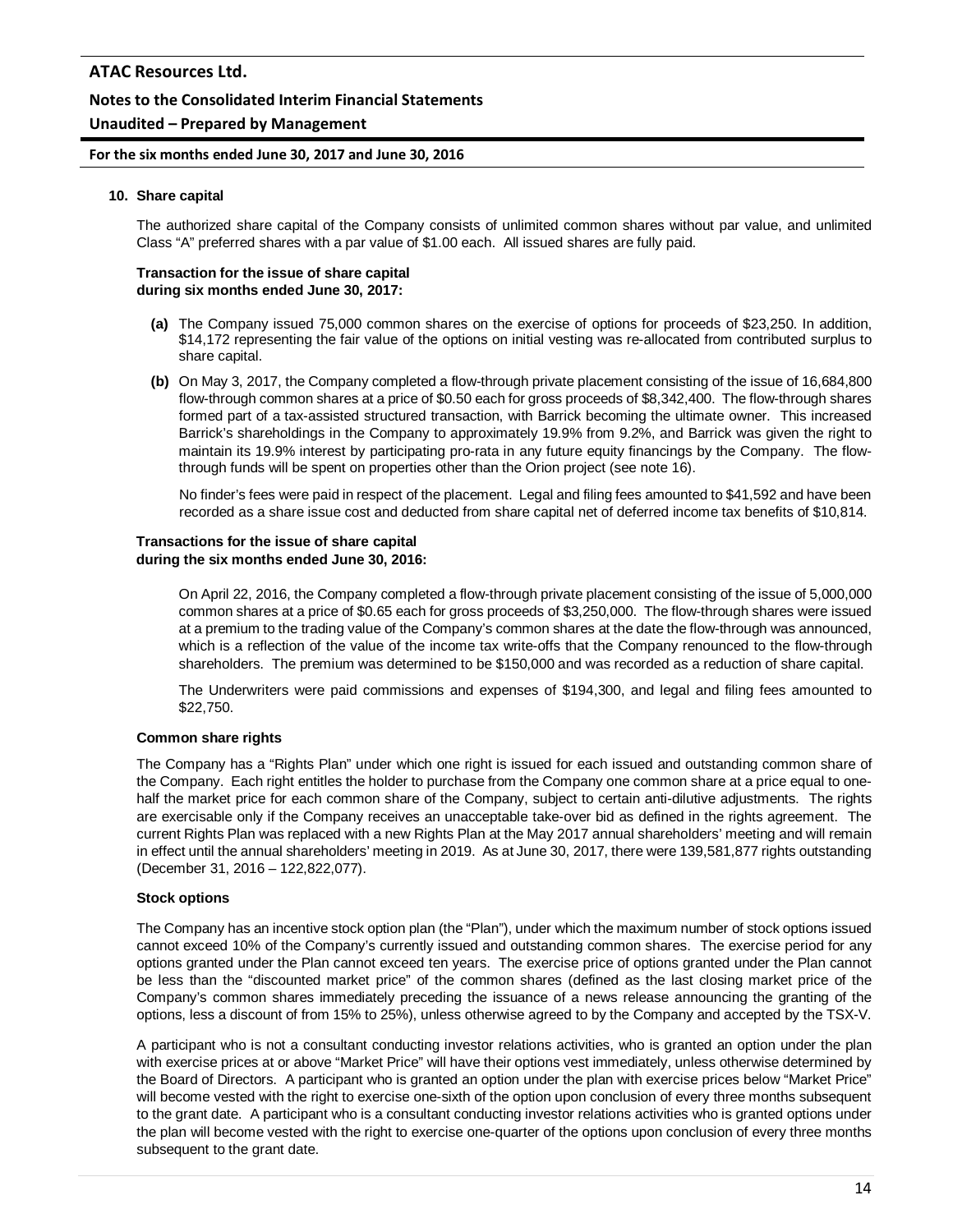## 10. Share capital

The authorized share capital of the Company consists of unlimited common shares without par value, and unlimited Class "A" preferred shares with a par value of $1.00 each. All issued shares are fully paid.

**Transaction for the issue of share capital during six months ended June 30, 2017:**

**(a)** The Company issued 75,000 common shares on the exercise of options for proceeds of $23,250. In addition, $14,172 representing the fair value of the options on initial vesting was re-allocated from contributed surplus to share capital.

**(b)** On May 3, 2017, the Company completed a flow-through private placement consisting of the issue of 16,684,800 flow-through common shares at a price of $0.50 each for gross proceeds of $8,342,400. The flow-through shares formed part of a tax-assisted structured transaction, with Barrick becoming the ultimate owner. This increased Barrick's shareholdings in the Company to approximately 19.9% from 9.2%, and Barrick was given the right to maintain its 19.9% interest by participating pro-rata in any future equity financings by the Company. The flow-through funds will be spent on properties other than the Orion project (see note 16).

No finder's fees were paid in respect of the placement. Legal and filing fees amounted to $41,592 and have been recorded as a share issue cost and deducted from share capital net of deferred income tax benefits of $10,814.

**Transactions for the issue of share capital during the six months ended June 30, 2016:**

On April 22, 2016, the Company completed a flow-through private placement consisting of the issue of 5,000,000 common shares at a price of $0.65 each for gross proceeds of $3,250,000. The flow-through shares were issued at a premium to the trading value of the Company's common shares at the date the flow-through was announced, which is a reflection of the value of the income tax write-offs that the Company renounced to the flow-through shareholders. The premium was determined to be $150,000 and was recorded as a reduction of share capital.

The Underwriters were paid commissions and expenses of $194,300, and legal and filing fees amounted to $22,750.

**Common share rights**

The Company has a "Rights Plan" under which one right is issued for each issued and outstanding common share of the Company. Each right entitles the holder to purchase from the Company one common share at a price equal to one-half the market price for each common share of the Company, subject to certain anti-dilutive adjustments. The rights are exercisable only if the Company receives an unacceptable take-over bid as defined in the rights agreement. The current Rights Plan was replaced with a new Rights Plan at the May 2017 annual shareholders' meeting and will remain in effect until the annual shareholders' meeting in 2019. As at June 30, 2017, there were 139,581,877 rights outstanding (December 31, 2016 – 122,822,077).

**Stock options**

The Company has an incentive stock option plan (the "Plan"), under which the maximum number of stock options issued cannot exceed 10% of the Company's currently issued and outstanding common shares. The exercise period for any options granted under the Plan cannot exceed ten years. The exercise price of options granted under the Plan cannot be less than the "discounted market price" of the common shares (defined as the last closing market price of the Company's common shares immediately preceding the issuance of a news release announcing the granting of the options, less a discount of from 15% to 25%), unless otherwise agreed to by the Company and accepted by the TSX-V.

A participant who is not a consultant conducting investor relations activities, who is granted an option under the plan with exercise prices at or above "Market Price" will have their options vest immediately, unless otherwise determined by the Board of Directors. A participant who is granted an option under the plan with exercise prices below "Market Price" will become vested with the right to exercise one-sixth of the option upon conclusion of every three months subsequent to the grant date. A participant who is a consultant conducting investor relations activities who is granted options under the plan will become vested with the right to exercise one-quarter of the options upon conclusion of every three months subsequent to the grant date.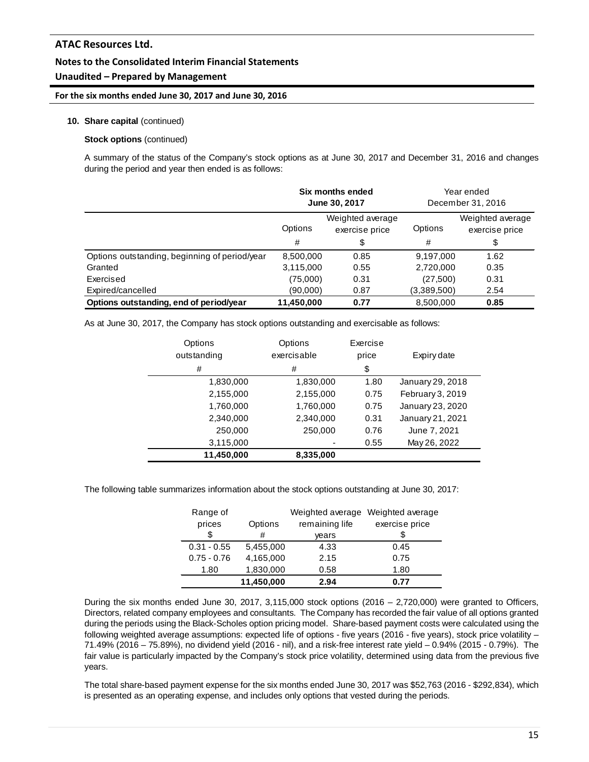**10. Share capital** (continued)

**Stock options** (continued)

A summary of the status of the Company's stock options as at June 30, 2017 and December 31, 2016 and changes during the period and year then ended is as follows:

| | **Six months ended June 30, 2017** | | Year ended December 31, 2016 | |
|---|---|---|---|---|
| | Options # | Weighted average exercise price $ | Options # | Weighted average exercise price $ |
| Options outstanding, beginning of period/year | 8,500,000 | 0.85 | 9,197,000 | 1.62 |
| Granted | 3,115,000 | 0.55 | 2,720,000 | 0.35 |
| Exercised | (75,000) | 0.31 | (27,500) | 0.31 |
| Expired/cancelled | (90,000) | 0.87 | (3,389,500) | 2.54 |
| **Options outstanding, end of period/year** | **11,450,000** | **0.77** | 8,500,000 | **0.85** |

As at June 30, 2017, the Company has stock options outstanding and exercisable as follows:

| Options outstanding # | Options exercisable # | Exercise price $ | Expiry date |
|---|---|---|---|
| 1,830,000 | 1,830,000 | 1.80 | January 29, 2018 |
| 2,155,000 | 2,155,000 | 0.75 | February 3, 2019 |
| 1,760,000 | 1,760,000 | 0.75 | January 23, 2020 |
| 2,340,000 | 2,340,000 | 0.31 | January 21, 2021 |
| 250,000 | 250,000 | 0.76 | June 7, 2021 |
| 3,115,000 | - | 0.55 | May 26, 2022 |
| **11,450,000** | **8,335,000** | | |

The following table summarizes information about the stock options outstanding at June 30, 2017:

| Range of prices $ | Options # | Weighted average remaining life years | Weighted average exercise price $ |
|---|---|---|---|
| 0.31 - 0.55 | 5,455,000 | 4.33 | 0.45 |
| 0.75 - 0.76 | 4,165,000 | 2.15 | 0.75 |
| 1.80 | 1,830,000 | 0.58 | 1.80 |
| | **11,450,000** | **2.94** | **0.77** |

During the six months ended June 30, 2017, 3,115,000 stock options (2016 – 2,720,000) were granted to Officers, Directors, related company employees and consultants. The Company has recorded the fair value of all options granted during the periods using the Black-Scholes option pricing model. Share-based payment costs were calculated using the following weighted average assumptions: expected life of options - five years (2016 - five years), stock price volatility – 71.49% (2016 – 75.89%), no dividend yield (2016 - nil), and a risk-free interest rate yield – 0.94% (2015 - 0.79%). The fair value is particularly impacted by the Company's stock price volatility, determined using data from the previous five years.

The total share-based payment expense for the six months ended June 30, 2017 was $52,763 (2016 - $292,834), which is presented as an operating expense, and includes only options that vested during the periods.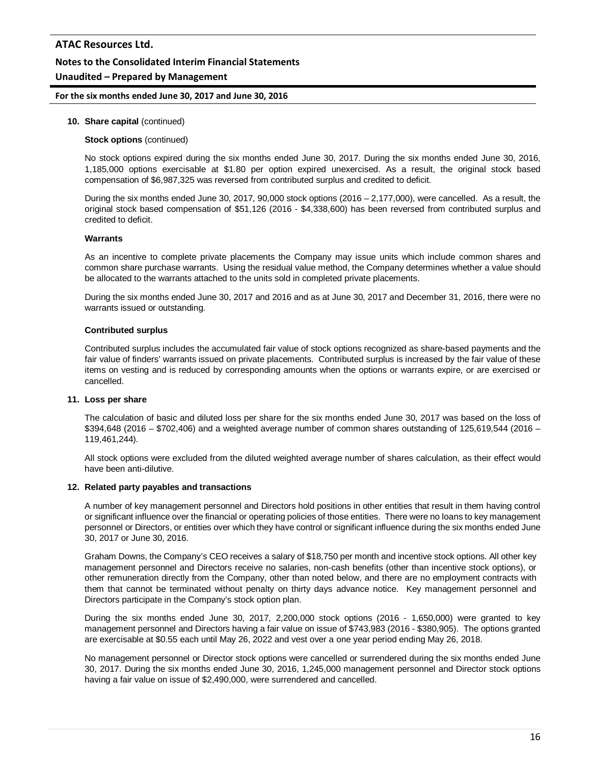**10. Share capital** (continued)

**Stock options** (continued)

No stock options expired during the six months ended June 30, 2017. During the six months ended June 30, 2016, 1,185,000 options exercisable at $1.80 per option expired unexercised. As a result, the original stock based compensation of $6,987,325 was reversed from contributed surplus and credited to deficit.

During the six months ended June 30, 2017, 90,000 stock options (2016 – 2,177,000), were cancelled. As a result, the original stock based compensation of $51,126 (2016 - $4,338,600) has been reversed from contributed surplus and credited to deficit.

**Warrants**

As an incentive to complete private placements the Company may issue units which include common shares and common share purchase warrants. Using the residual value method, the Company determines whether a value should be allocated to the warrants attached to the units sold in completed private placements.

During the six months ended June 30, 2017 and 2016 and as at June 30, 2017 and December 31, 2016, there were no warrants issued or outstanding.

**Contributed surplus**

Contributed surplus includes the accumulated fair value of stock options recognized as share-based payments and the fair value of finders' warrants issued on private placements. Contributed surplus is increased by the fair value of these items on vesting and is reduced by corresponding amounts when the options or warrants expire, or are exercised or cancelled.

**11. Loss per share**

The calculation of basic and diluted loss per share for the six months ended June 30, 2017 was based on the loss of $394,648 (2016 – $702,406) and a weighted average number of common shares outstanding of 125,619,544 (2016 – 119,461,244).

All stock options were excluded from the diluted weighted average number of shares calculation, as their effect would have been anti-dilutive.

**12. Related party payables and transactions**

A number of key management personnel and Directors hold positions in other entities that result in them having control or significant influence over the financial or operating policies of those entities. There were no loans to key management personnel or Directors, or entities over which they have control or significant influence during the six months ended June 30, 2017 or June 30, 2016.

Graham Downs, the Company's CEO receives a salary of $18,750 per month and incentive stock options. All other key management personnel and Directors receive no salaries, non-cash benefits (other than incentive stock options), or other remuneration directly from the Company, other than noted below, and there are no employment contracts with them that cannot be terminated without penalty on thirty days advance notice. Key management personnel and Directors participate in the Company's stock option plan.

During the six months ended June 30, 2017, 2,200,000 stock options (2016 - 1,650,000) were granted to key management personnel and Directors having a fair value on issue of $743,983 (2016 - $380,905). The options granted are exercisable at $0.55 each until May 26, 2022 and vest over a one year period ending May 26, 2018.

No management personnel or Director stock options were cancelled or surrendered during the six months ended June 30, 2017. During the six months ended June 30, 2016, 1,245,000 management personnel and Director stock options having a fair value on issue of $2,490,000, were surrendered and cancelled.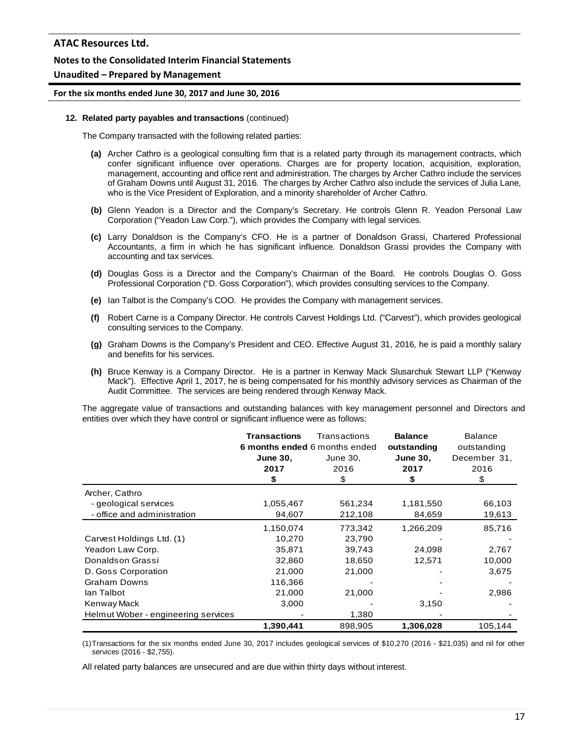**12. Related party payables and transactions** (continued)

The Company transacted with the following related parties:

**(a)** Archer Cathro is a geological consulting firm that is a related party through its management contracts, which confer significant influence over operations. Charges are for property location, acquisition, exploration, management, accounting and office rent and administration. The charges by Archer Cathro include the services of Graham Downs until August 31, 2016. The charges by Archer Cathro also include the services of Julia Lane, who is the Vice President of Exploration, and a minority shareholder of Archer Cathro.

**(b)** Glenn Yeadon is a Director and the Company's Secretary. He controls Glenn R. Yeadon Personal Law Corporation ("Yeadon Law Corp."), which provides the Company with legal services.

**(c)** Larry Donaldson is the Company's CFO. He is a partner of Donaldson Grassi, Chartered Professional Accountants, a firm in which he has significant influence. Donaldson Grassi provides the Company with accounting and tax services.

**(d)** Douglas Goss is a Director and the Company's Chairman of the Board. He controls Douglas O. Goss Professional Corporation ("D. Goss Corporation"), which provides consulting services to the Company.

**(e)** Ian Talbot is the Company's COO. He provides the Company with management services.

**(f)** Robert Carne is a Company Director. He controls Carvest Holdings Ltd. ("Carvest"), which provides geological consulting services to the Company.

**(g)** Graham Downs is the Company's President and CEO. Effective August 31, 2016, he is paid a monthly salary and benefits for his services.

**(h)** Bruce Kenway is a Company Director. He is a partner in Kenway Mack Slusarchuk Stewart LLP ("Kenway Mack"). Effective April 1, 2017, he is being compensated for his monthly advisory services as Chairman of the Audit Committee. The services are being rendered through Kenway Mack.

The aggregate value of transactions and outstanding balances with key management personnel and Directors and entities over which they have control or significant influence were as follows:

| | **Transactions 6 months ended June 30, 2017 $** | Transactions 6 months ended June 30, 2016 $ | **Balance outstanding June 30, 2017 $** | Balance outstanding December 31, 2016 $ |
|---|---|---|---|---|
| Archer, Cathro | | | | |
| - geological services | 1,055,467 | 561,234 | 1,181,550 | 66,103 |
| - office and administration | 94,607 | 212,108 | 84,659 | 19,613 |
| | 1,150,074 | 773,342 | 1,266,209 | 85,716 |
| Carvest Holdings Ltd. (1) | 10,270 | 23,790 | - | - |
| Yeadon Law Corp. | 35,871 | 39,743 | 24,098 | 2,767 |
| Donaldson Grassi | 32,860 | 18,650 | 12,571 | 10,000 |
| D. Goss Corporation | 21,000 | 21,000 | - | 3,675 |
| Graham Downs | 116,366 | - | - | - |
| Ian Talbot | 21,000 | 21,000 | - | 2,986 |
| Kenway Mack | 3,000 | - | 3,150 | - |
| Helmut Wober - engineering services | - | 1,380 | - | - |
| | **1,390,441** | 898,905 | **1,306,028** | 105,144 |

(1) Transactions for the six months ended June 30, 2017 includes geological services of $10,270 (2016 - $21,035) and nil for other services (2016 - $2,755).

All related party balances are unsecured and are due within thirty days without interest.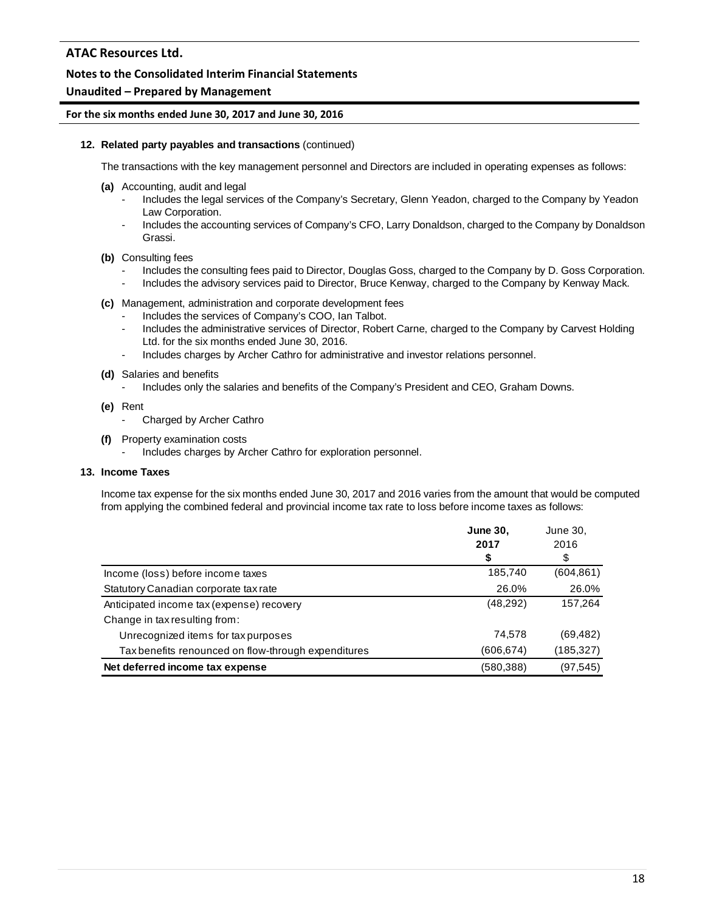**12. Related party payables and transactions** (continued)

The transactions with the key management personnel and Directors are included in operating expenses as follows:

**(a)** Accounting, audit and legal
- Includes the legal services of the Company's Secretary, Glenn Yeadon, charged to the Company by Yeadon Law Corporation.
- Includes the accounting services of Company's CFO, Larry Donaldson, charged to the Company by Donaldson Grassi.

**(b)** Consulting fees
- Includes the consulting fees paid to Director, Douglas Goss, charged to the Company by D. Goss Corporation.
- Includes the advisory services paid to Director, Bruce Kenway, charged to the Company by Kenway Mack.

**(c)** Management, administration and corporate development fees
- Includes the services of Company's COO, Ian Talbot.
- Includes the administrative services of Director, Robert Carne, charged to the Company by Carvest Holding Ltd. for the six months ended June 30, 2016.
- Includes charges by Archer Cathro for administrative and investor relations personnel.

**(d)** Salaries and benefits
- Includes only the salaries and benefits of the Company's President and CEO, Graham Downs.

**(e)** Rent
- Charged by Archer Cathro

**(f)** Property examination costs
- Includes charges by Archer Cathro for exploration personnel.

**13. Income Taxes**

Income tax expense for the six months ended June 30, 2017 and 2016 varies from the amount that would be computed from applying the combined federal and provincial income tax rate to loss before income taxes as follows:

| | **June 30, 2017 $** | June 30, 2016 $ |
|---|---|---|
| Income (loss) before income taxes | 185,740 | (604,861) |
| Statutory Canadian corporate tax rate | 26.0% | 26.0% |
| Anticipated income tax (expense) recovery | (48,292) | 157,264 |
| Change in tax resulting from: | | |
| Unrecognized items for tax purposes | 74,578 | (69,482) |
| Tax benefits renounced on flow-through expenditures | (606,674) | (185,327) |
| **Net deferred income tax expense** | (580,388) | (97,545) |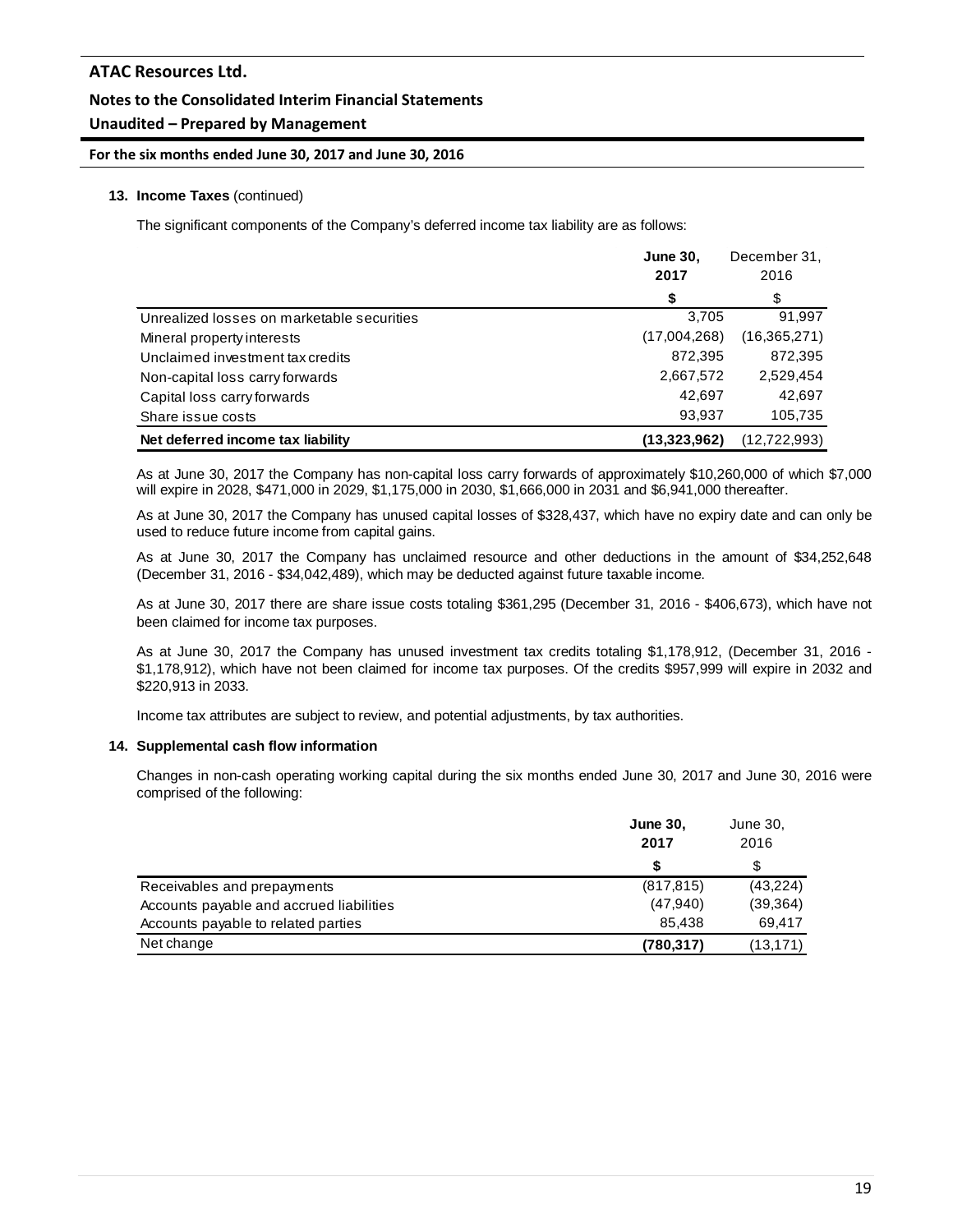### 13. Income Taxes (continued)

The significant components of the Company's deferred income tax liability are as follows:

| | **June 30, 2017** | December 31, 2016 |
|---|---|---|
| | **$** | $ |
| Unrealized losses on marketable securities | 3,705 | 91,997 |
| Mineral property interests | (17,004,268) | (16,365,271) |
| Unclaimed investment tax credits | 872,395 | 872,395 |
| Non-capital loss carry forwards | 2,667,572 | 2,529,454 |
| Capital loss carry forwards | 42,697 | 42,697 |
| Share issue costs | 93,937 | 105,735 |
| **Net deferred income tax liability** | **(13,323,962)** | (12,722,993) |

As at June 30, 2017 the Company has non-capital loss carry forwards of approximately $10,260,000 of which $7,000 will expire in 2028, $471,000 in 2029, $1,175,000 in 2030, $1,666,000 in 2031 and $6,941,000 thereafter.

As at June 30, 2017 the Company has unused capital losses of $328,437, which have no expiry date and can only be used to reduce future income from capital gains.

As at June 30, 2017 the Company has unclaimed resource and other deductions in the amount of $34,252,648 (December 31, 2016 - $34,042,489), which may be deducted against future taxable income.

As at June 30, 2017 there are share issue costs totaling $361,295 (December 31, 2016 - $406,673), which have not been claimed for income tax purposes.

As at June 30, 2017 the Company has unused investment tax credits totaling $1,178,912, (December 31, 2016 - $1,178,912), which have not been claimed for income tax purposes. Of the credits $957,999 will expire in 2032 and $220,913 in 2033.

Income tax attributes are subject to review, and potential adjustments, by tax authorities.

### 14. Supplemental cash flow information

Changes in non-cash operating working capital during the six months ended June 30, 2017 and June 30, 2016 were comprised of the following:

| | **June 30, 2017** | June 30, 2016 |
|---|---|---|
| | **$** | $ |
| Receivables and prepayments | (817,815) | (43,224) |
| Accounts payable and accrued liabilities | (47,940) | (39,364) |
| Accounts payable to related parties | 85,438 | 69,417 |
| Net change | **(780,317)** | (13,171) |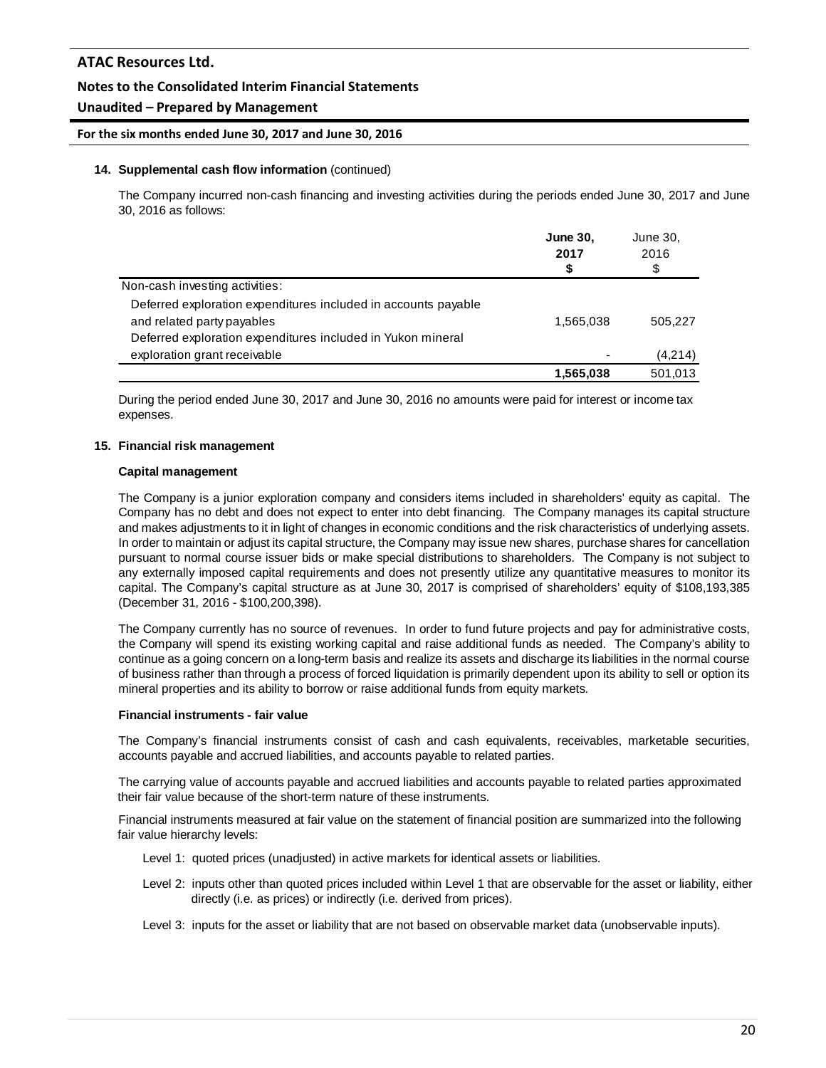#### 14. Supplemental cash flow information (continued)

The Company incurred non-cash financing and investing activities during the periods ended June 30, 2017 and June 30, 2016 as follows:

| | June 30, 2017 $ | June 30, 2016 $ |
|---|---|---|
| Non-cash investing activities: | | |
| Deferred exploration expenditures included in accounts payable and related party payables | 1,565,038 | 505,227 |
| Deferred exploration expenditures included in Yukon mineral exploration grant receivable | - | (4,214) |
| | **1,565,038** | 501,013 |

During the period ended June 30, 2017 and June 30, 2016 no amounts were paid for interest or income tax expenses.

#### 15. Financial risk management

**Capital management**

The Company is a junior exploration company and considers items included in shareholders' equity as capital. The Company has no debt and does not expect to enter into debt financing. The Company manages its capital structure and makes adjustments to it in light of changes in economic conditions and the risk characteristics of underlying assets. In order to maintain or adjust its capital structure, the Company may issue new shares, purchase shares for cancellation pursuant to normal course issuer bids or make special distributions to shareholders. The Company is not subject to any externally imposed capital requirements and does not presently utilize any quantitative measures to monitor its capital. The Company's capital structure as at June 30, 2017 is comprised of shareholders' equity of $108,193,385 (December 31, 2016 - $100,200,398).

The Company currently has no source of revenues. In order to fund future projects and pay for administrative costs, the Company will spend its existing working capital and raise additional funds as needed. The Company's ability to continue as a going concern on a long-term basis and realize its assets and discharge its liabilities in the normal course of business rather than through a process of forced liquidation is primarily dependent upon its ability to sell or option its mineral properties and its ability to borrow or raise additional funds from equity markets.

**Financial instruments - fair value**

The Company's financial instruments consist of cash and cash equivalents, receivables, marketable securities, accounts payable and accrued liabilities, and accounts payable to related parties.

The carrying value of accounts payable and accrued liabilities and accounts payable to related parties approximated their fair value because of the short-term nature of these instruments.

Financial instruments measured at fair value on the statement of financial position are summarized into the following fair value hierarchy levels:

Level 1: quoted prices (unadjusted) in active markets for identical assets or liabilities.

Level 2: inputs other than quoted prices included within Level 1 that are observable for the asset or liability, either directly (i.e. as prices) or indirectly (i.e. derived from prices).

Level 3: inputs for the asset or liability that are not based on observable market data (unobservable inputs).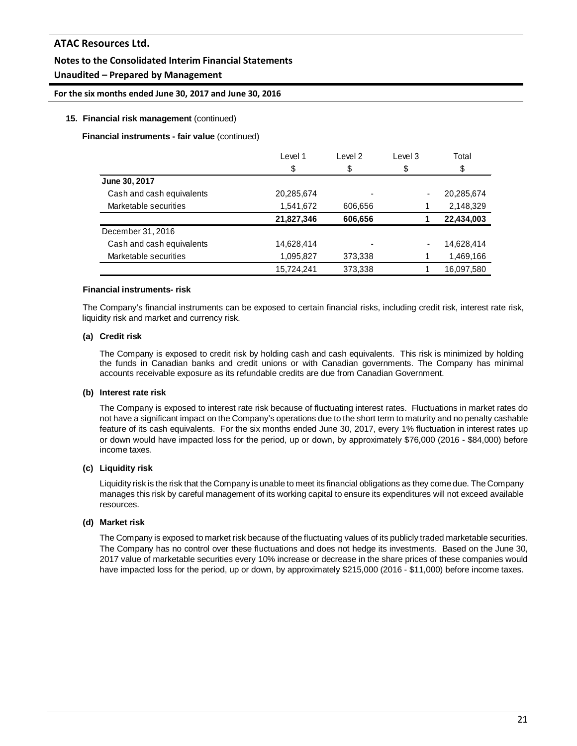**15. Financial risk management** (continued)

**Financial instruments - fair value** (continued)

| | Level 1 | Level 2 | Level 3 | Total |
|---|---|---|---|---|
| | $ | $ | $ | $ |
| **June 30, 2017** | | | | |
| Cash and cash equivalents | 20,285,674 | - | - | 20,285,674 |
| Marketable securities | 1,541,672 | 606,656 | 1 | 2,148,329 |
| | **21,827,346** | **606,656** | **1** | **22,434,003** |
| December 31, 2016 | | | | |
| Cash and cash equivalents | 14,628,414 | - | - | 14,628,414 |
| Marketable securities | 1,095,827 | 373,338 | 1 | 1,469,166 |
| | 15,724,241 | 373,338 | 1 | 16,097,580 |

**Financial instruments- risk**

The Company's financial instruments can be exposed to certain financial risks, including credit risk, interest rate risk, liquidity risk and market and currency risk.

**(a) Credit risk**

The Company is exposed to credit risk by holding cash and cash equivalents. This risk is minimized by holding the funds in Canadian banks and credit unions or with Canadian governments. The Company has minimal accounts receivable exposure as its refundable credits are due from Canadian Government.

**(b) Interest rate risk**

The Company is exposed to interest rate risk because of fluctuating interest rates. Fluctuations in market rates do not have a significant impact on the Company's operations due to the short term to maturity and no penalty cashable feature of its cash equivalents. For the six months ended June 30, 2017, every 1% fluctuation in interest rates up or down would have impacted loss for the period, up or down, by approximately $76,000 (2016 - $84,000) before income taxes.

**(c) Liquidity risk**

Liquidity risk is the risk that the Company is unable to meet its financial obligations as they come due. The Company manages this risk by careful management of its working capital to ensure its expenditures will not exceed available resources.

**(d) Market risk**

The Company is exposed to market risk because of the fluctuating values of its publicly traded marketable securities. The Company has no control over these fluctuations and does not hedge its investments. Based on the June 30, 2017 value of marketable securities every 10% increase or decrease in the share prices of these companies would have impacted loss for the period, up or down, by approximately $215,000 (2016 - $11,000) before income taxes.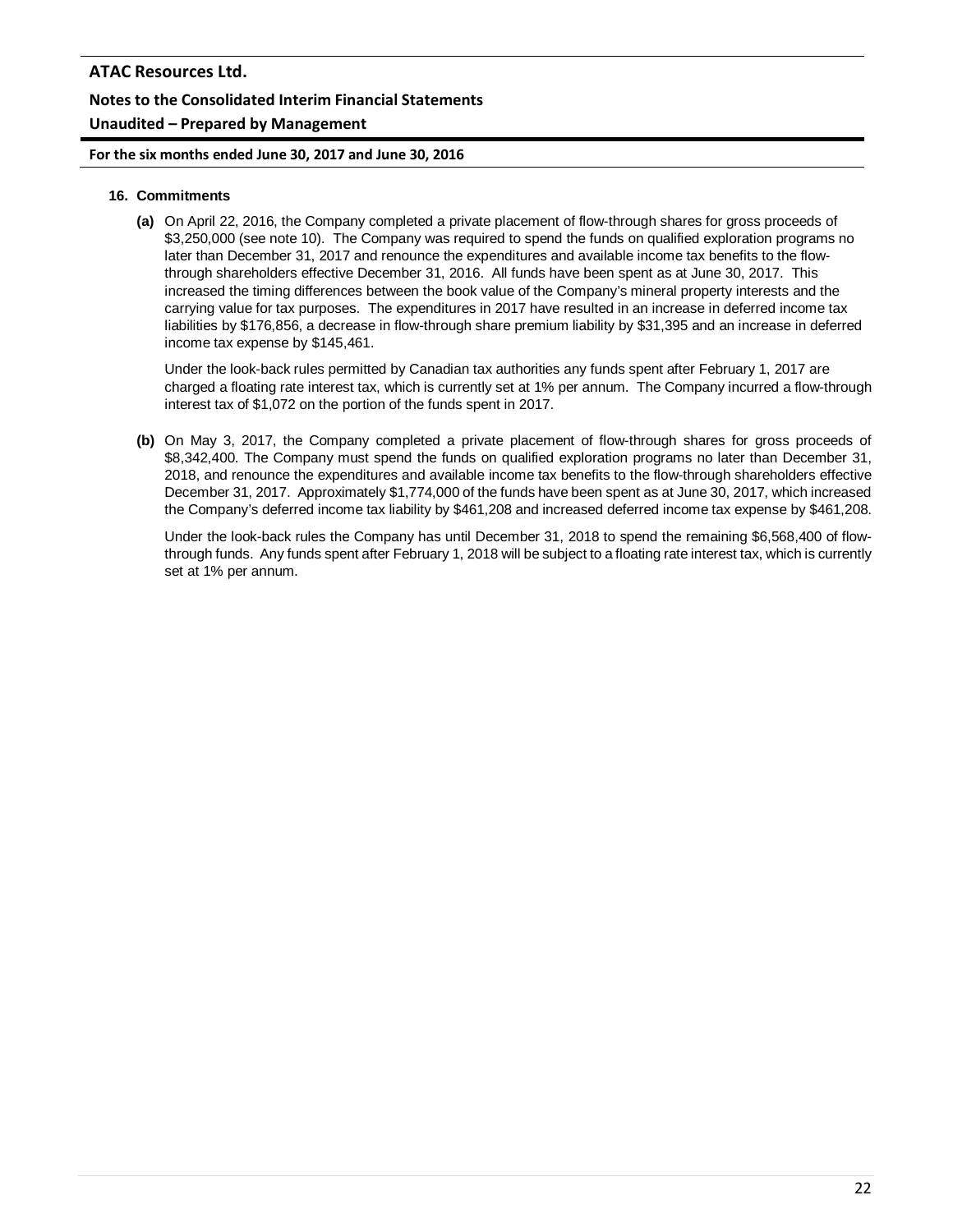## 16. Commitments

**(a)** On April 22, 2016, the Company completed a private placement of flow-through shares for gross proceeds of $3,250,000 (see note 10). The Company was required to spend the funds on qualified exploration programs no later than December 31, 2017 and renounce the expenditures and available income tax benefits to the flow-through shareholders effective December 31, 2016. All funds have been spent as at June 30, 2017. This increased the timing differences between the book value of the Company's mineral property interests and the carrying value for tax purposes. The expenditures in 2017 have resulted in an increase in deferred income tax liabilities by $176,856, a decrease in flow-through share premium liability by $31,395 and an increase in deferred income tax expense by $145,461.

Under the look-back rules permitted by Canadian tax authorities any funds spent after February 1, 2017 are charged a floating rate interest tax, which is currently set at 1% per annum. The Company incurred a flow-through interest tax of $1,072 on the portion of the funds spent in 2017.

**(b)** On May 3, 2017, the Company completed a private placement of flow-through shares for gross proceeds of $8,342,400. The Company must spend the funds on qualified exploration programs no later than December 31, 2018, and renounce the expenditures and available income tax benefits to the flow-through shareholders effective December 31, 2017. Approximately $1,774,000 of the funds have been spent as at June 30, 2017, which increased the Company's deferred income tax liability by $461,208 and increased deferred income tax expense by $461,208.

Under the look-back rules the Company has until December 31, 2018 to spend the remaining $6,568,400 of flow-through funds. Any funds spent after February 1, 2018 will be subject to a floating rate interest tax, which is currently set at 1% per annum.